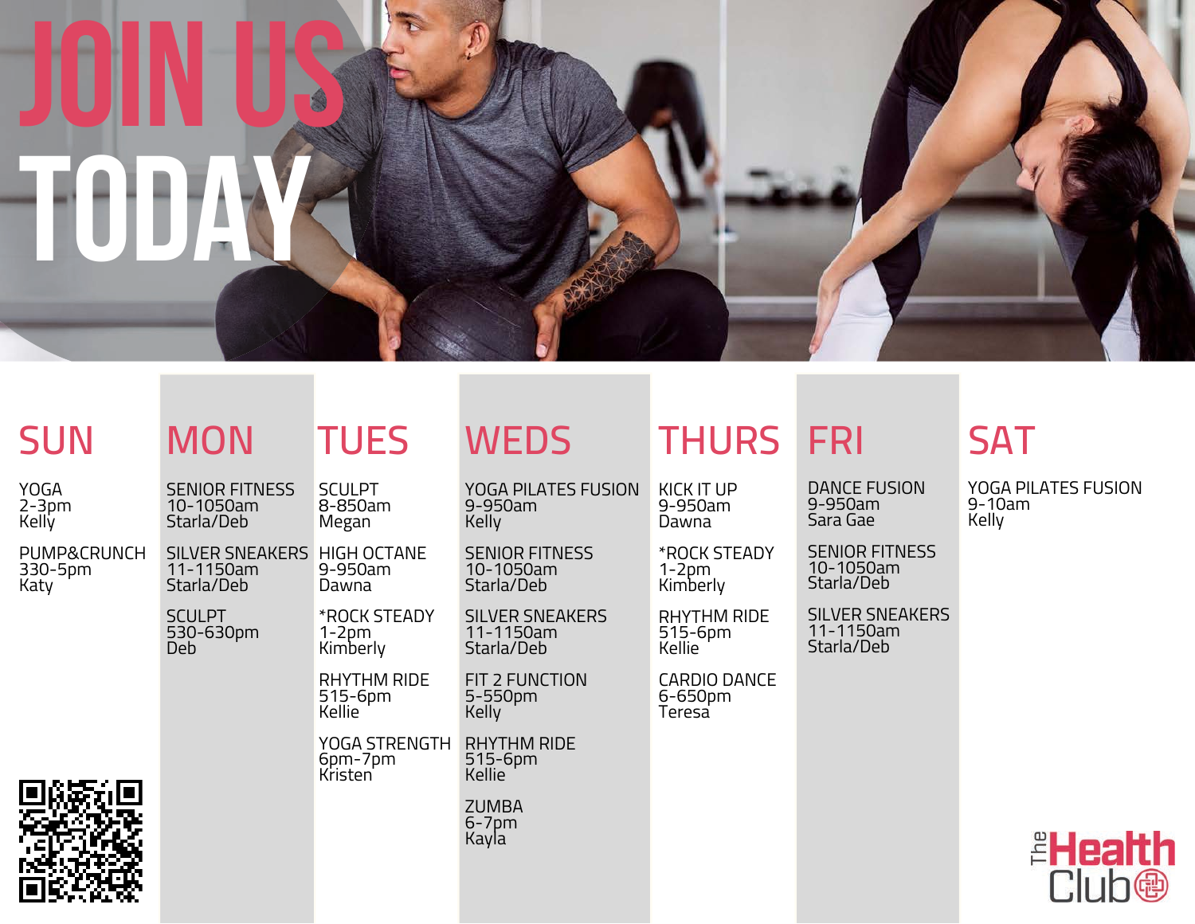# JOIN US TODAY

## SUN

YOGA
2-3pm
Kelly

PUMP&CRUNCH
330-5pm
Katy

SCULPT
530-630pm
Deb

## MON

SENIOR FITNESS
10-1050am
Starla/Deb

SILVER SNEAKERS
11-1150am
Starla/Deb

## TUES

SCULPT
8-850am
Megan

HIGH OCTANE
9-950am
Dawna

*ROCK STEADY
1-2pm
Kimberly

RHYTHM RIDE
515-6pm
Kellie

YOGA STRENGTH
6pm-7pm
Kristen

## WEDS

YOGA PILATES FUSION
9-950am
Kelly

SENIOR FITNESS
10-1050am
Starla/Deb

SILVER SNEAKERS
11-1150am
Starla/Deb

FIT 2 FUNCTION
5-550pm
Kelly

RHYTHM RIDE
515-6pm
Kellie

ZUMBA
6-7pm
Kayla

## THURS

KICK IT UP
9-950am
Dawna

*ROCK STEADY
1-2pm
Kimberly

RHYTHM RIDE
515-6pm
Kellie

CARDIO DANCE
6-650pm
Teresa

## FRI

DANCE FUSION
9-950am
Sara Gae

SENIOR FITNESS
10-1050am
Starla/Deb

SILVER SNEAKERS
11-1150am
Starla/Deb

## SAT

YOGA PILATES FUSION
9-10am
Kelly

The Health Club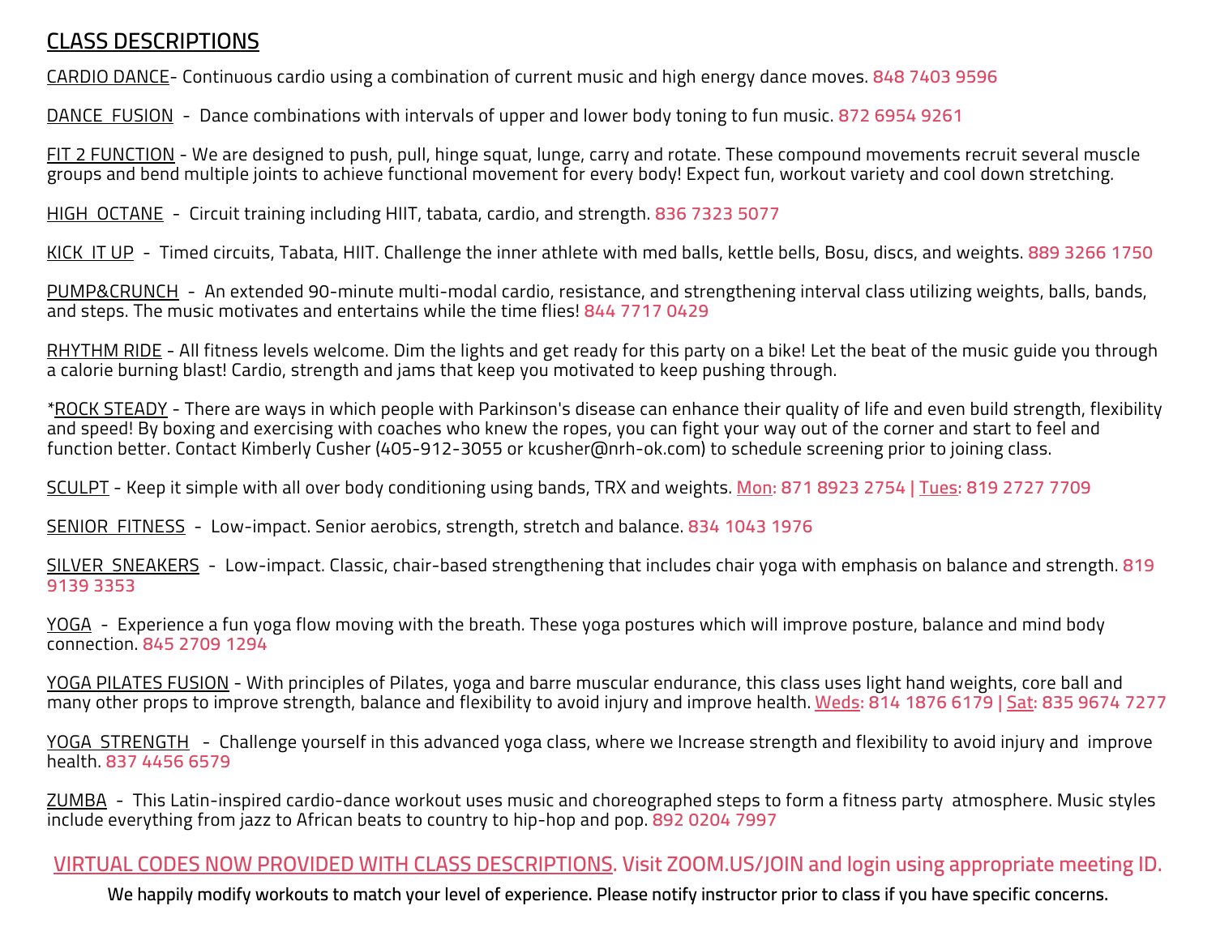## CLASS DESCRIPTIONS

CARDIO DANCE- Continuous cardio using a combination of current music and high energy dance moves. 848 7403 9596

DANCE FUSION - Dance combinations with intervals of upper and lower body toning to fun music. 872 6954 9261

FIT 2 FUNCTION - We are designed to push, pull, hinge squat, lunge, carry and rotate. These compound movements recruit several muscle groups and bend multiple joints to achieve functional movement for every body! Expect fun, workout variety and cool down stretching.

HIGH OCTANE - Circuit training including HIIT, tabata, cardio, and strength. 836 7323 5077

KICK IT UP - Timed circuits, Tabata, HIIT. Challenge the inner athlete with med balls, kettle bells, Bosu, discs, and weights. 889 3266 1750

PUMP&CRUNCH - An extended 90-minute multi-modal cardio, resistance, and strengthening interval class utilizing weights, balls, bands, and steps. The music motivates and entertains while the time flies! 844 7717 0429

RHYTHM RIDE - All fitness levels welcome. Dim the lights and get ready for this party on a bike! Let the beat of the music guide you through a calorie burning blast! Cardio, strength and jams that keep you motivated to keep pushing through.

*ROCK STEADY - There are ways in which people with Parkinson's disease can enhance their quality of life and even build strength, flexibility and speed! By boxing and exercising with coaches who knew the ropes, you can fight your way out of the corner and start to feel and function better. Contact Kimberly Cusher (405-912-3055 or kcusher@nrh-ok.com) to schedule screening prior to joining class.

SCULPT - Keep it simple with all over body conditioning using bands, TRX and weights. Mon: 871 8923 2754 | Tues: 819 2727 7709

SENIOR FITNESS - Low-impact. Senior aerobics, strength, stretch and balance. 834 1043 1976

SILVER SNEAKERS - Low-impact. Classic, chair-based strengthening that includes chair yoga with emphasis on balance and strength. 819 9139 3353

YOGA - Experience a fun yoga flow moving with the breath. These yoga postures which will improve posture, balance and mind body connection. 845 2709 1294

YOGA PILATES FUSION - With principles of Pilates, yoga and barre muscular endurance, this class uses light hand weights, core ball and many other props to improve strength, balance and flexibility to avoid injury and improve health. Weds: 814 1876 6179 | Sat: 835 9674 7277

YOGA STRENGTH - Challenge yourself in this advanced yoga class, where we Increase strength and flexibility to avoid injury and improve health. 837 4456 6579

ZUMBA - This Latin-inspired cardio-dance workout uses music and choreographed steps to form a fitness party atmosphere. Music styles include everything from jazz to African beats to country to hip-hop and pop. 892 0204 7997

VIRTUAL CODES NOW PROVIDED WITH CLASS DESCRIPTIONS. Visit ZOOM.US/JOIN and login using appropriate meeting ID.

**We happily modify workouts to match your level of experience. Please notify instructor prior to class if you have specific concerns.**